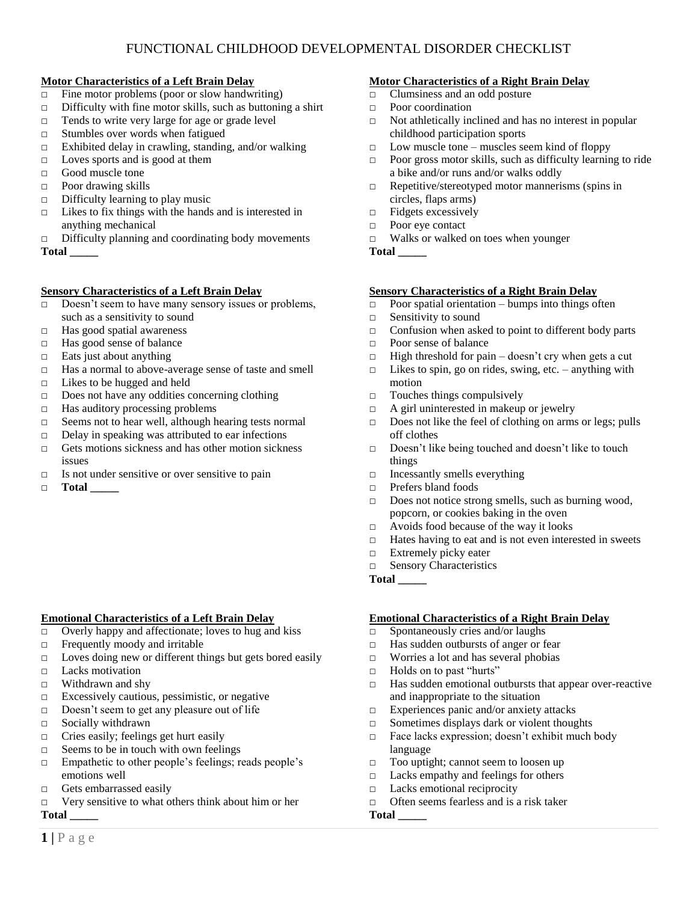# FUNCTIONAL CHILDHOOD DEVELOPMENTAL DISORDER CHECKLIST

**Motor Characteristics of a Left Brain Delay**

- □ Fine motor problems (poor or slow handwriting)
- □ Difficulty with fine motor skills, such as buttoning a shirt
- □ Tends to write very large for age or grade level
- □ Stumbles over words when fatigued
- □ Exhibited delay in crawling, standing, and/or walking
- □ Loves sports and is good at them
- □ Good muscle tone
- □ Poor drawing skills
- □ Difficulty learning to play music
- □ Likes to fix things with the hands and is interested in anything mechanical
- □ Difficulty planning and coordinating body movements

**Total _____**

**Motor Characteristics of a Right Brain Delay**

- □ Clumsiness and an odd posture
- □ Poor coordination
- □ Not athletically inclined and has no interest in popular childhood participation sports
- □ Low muscle tone – muscles seem kind of floppy
- □ Poor gross motor skills, such as difficulty learning to ride a bike and/or runs and/or walks oddly
- □ Repetitive/stereotyped motor mannerisms (spins in circles, flaps arms)
- □ Fidgets excessively
- □ Poor eye contact
- □ Walks or walked on toes when younger

**Total _____**

**Sensory Characteristics of a Left Brain Delay**

- □ Doesn't seem to have many sensory issues or problems, such as a sensitivity to sound
- □ Has good spatial awareness
- □ Has good sense of balance
- □ Eats just about anything
- □ Has a normal to above-average sense of taste and smell
- □ Likes to be hugged and held
- □ Does not have any oddities concerning clothing
- □ Has auditory processing problems
- □ Seems not to hear well, although hearing tests normal
- □ Delay in speaking was attributed to ear infections
- □ Gets motions sickness and has other motion sickness issues
- □ Is not under sensitive or over sensitive to pain
- □ **Total _____**

**Sensory Characteristics of a Right Brain Delay**

- □ Poor spatial orientation – bumps into things often
- □ Sensitivity to sound
- □ Confusion when asked to point to different body parts
- □ Poor sense of balance
- □ High threshold for pain – doesn't cry when gets a cut
- □ Likes to spin, go on rides, swing, etc. – anything with motion
- □ Touches things compulsively
- □ A girl uninterested in makeup or jewelry
- □ Does not like the feel of clothing on arms or legs; pulls off clothes
- □ Doesn't like being touched and doesn't like to touch things
- □ Incessantly smells everything
- □ Prefers bland foods
- □ Does not notice strong smells, such as burning wood, popcorn, or cookies baking in the oven
- □ Avoids food because of the way it looks
- □ Hates having to eat and is not even interested in sweets
- □ Extremely picky eater
- □ Sensory Characteristics

**Total _____**

**Emotional Characteristics of a Left Brain Delay**

- □ Overly happy and affectionate; loves to hug and kiss
- □ Frequently moody and irritable
- □ Loves doing new or different things but gets bored easily
- □ Lacks motivation
- □ Withdrawn and shy
- □ Excessively cautious, pessimistic, or negative
- □ Doesn't seem to get any pleasure out of life
- □ Socially withdrawn
- □ Cries easily; feelings get hurt easily
- □ Seems to be in touch with own feelings
- □ Empathetic to other people's feelings; reads people's emotions well
- □ Gets embarrassed easily
- □ Very sensitive to what others think about him or her

**Total _____**

**Emotional Characteristics of a Right Brain Delay**

- □ Spontaneously cries and/or laughs
- □ Has sudden outbursts of anger or fear
- □ Worries a lot and has several phobias
- □ Holds on to past "hurts"
- □ Has sudden emotional outbursts that appear over-reactive and inappropriate to the situation
- □ Experiences panic and/or anxiety attacks
- □ Sometimes displays dark or violent thoughts
- □ Face lacks expression; doesn't exhibit much body language
- □ Too uptight; cannot seem to loosen up
- □ Lacks empathy and feelings for others
- □ Lacks emotional reciprocity
- □ Often seems fearless and is a risk taker

**Total _____**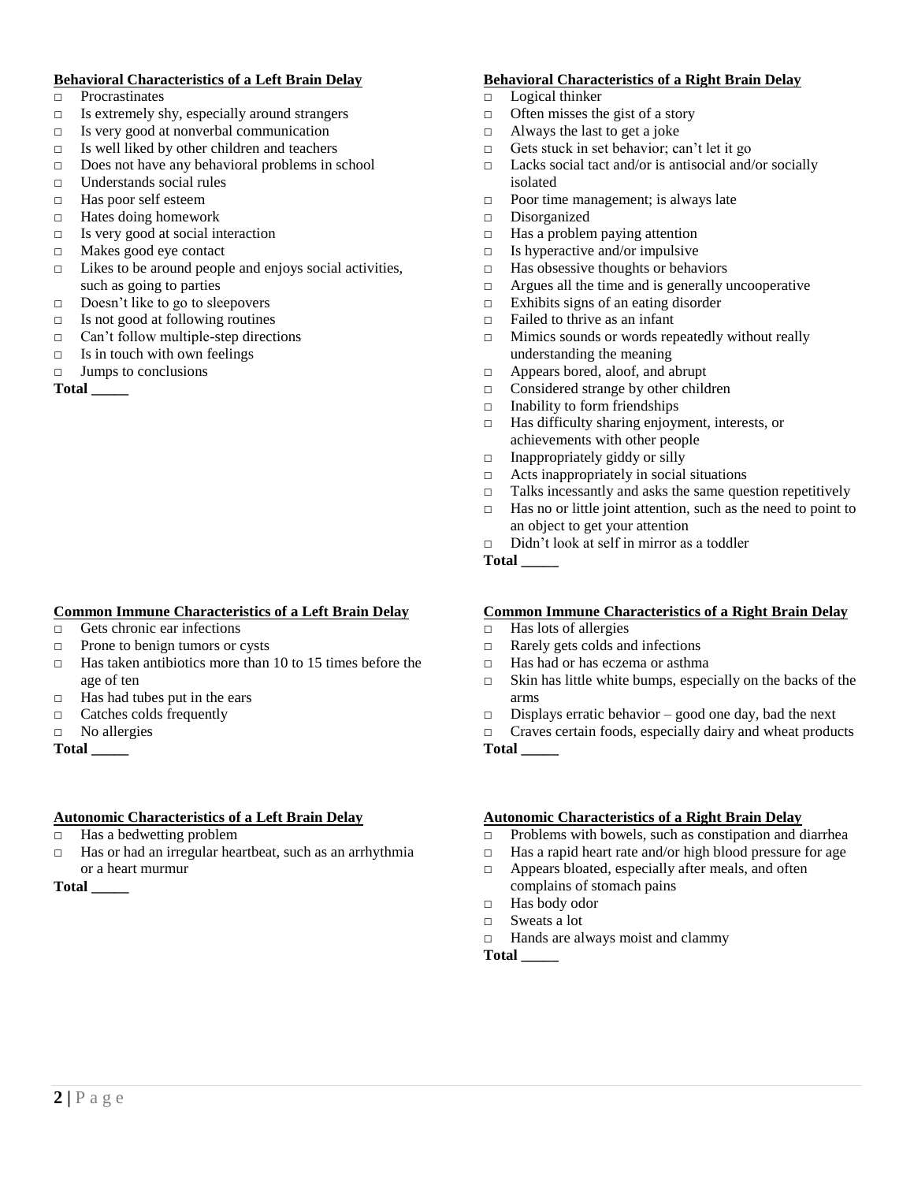**Behavioral Characteristics of a Left Brain Delay**

- □ Procrastinates
- □ Is extremely shy, especially around strangers
- □ Is very good at nonverbal communication
- □ Is well liked by other children and teachers
- □ Does not have any behavioral problems in school
- □ Understands social rules
- □ Has poor self esteem
- □ Hates doing homework
- □ Is very good at social interaction
- □ Makes good eye contact
- □ Likes to be around people and enjoys social activities, such as going to parties
- □ Doesn't like to go to sleepovers
- □ Is not good at following routines
- □ Can't follow multiple-step directions
- □ Is in touch with own feelings
- □ Jumps to conclusions

**Total _____**

**Behavioral Characteristics of a Right Brain Delay**

- □ Logical thinker
- □ Often misses the gist of a story
- □ Always the last to get a joke
- □ Gets stuck in set behavior; can't let it go
- □ Lacks social tact and/or is antisocial and/or socially isolated
- □ Poor time management; is always late
- □ Disorganized
- □ Has a problem paying attention
- □ Is hyperactive and/or impulsive
- □ Has obsessive thoughts or behaviors
- □ Argues all the time and is generally uncooperative
- □ Exhibits signs of an eating disorder
- □ Failed to thrive as an infant
- □ Mimics sounds or words repeatedly without really understanding the meaning
- □ Appears bored, aloof, and abrupt
- □ Considered strange by other children
- □ Inability to form friendships
- □ Has difficulty sharing enjoyment, interests, or achievements with other people
- □ Inappropriately giddy or silly
- □ Acts inappropriately in social situations
- □ Talks incessantly and asks the same question repetitively
- □ Has no or little joint attention, such as the need to point to an object to get your attention
- □ Didn't look at self in mirror as a toddler

**Total _____**

**Common Immune Characteristics of a Left Brain Delay**

- □ Gets chronic ear infections
- □ Prone to benign tumors or cysts
- □ Has taken antibiotics more than 10 to 15 times before the age of ten
- □ Has had tubes put in the ears
- □ Catches colds frequently
- □ No allergies

**Total _____**

**Common Immune Characteristics of a Right Brain Delay**

- □ Has lots of allergies
- □ Rarely gets colds and infections
- □ Has had or has eczema or asthma
- □ Skin has little white bumps, especially on the backs of the arms
- □ Displays erratic behavior – good one day, bad the next
- □ Craves certain foods, especially dairy and wheat products

**Total _____**

**Autonomic Characteristics of a Left Brain Delay**

- □ Has a bedwetting problem
- □ Has or had an irregular heartbeat, such as an arrhythmia or a heart murmur

**Total _____**

**Autonomic Characteristics of a Right Brain Delay**

- □ Problems with bowels, such as constipation and diarrhea
- □ Has a rapid heart rate and/or high blood pressure for age
- □ Appears bloated, especially after meals, and often complains of stomach pains
- □ Has body odor
- □ Sweats a lot
- □ Hands are always moist and clammy

**Total _____**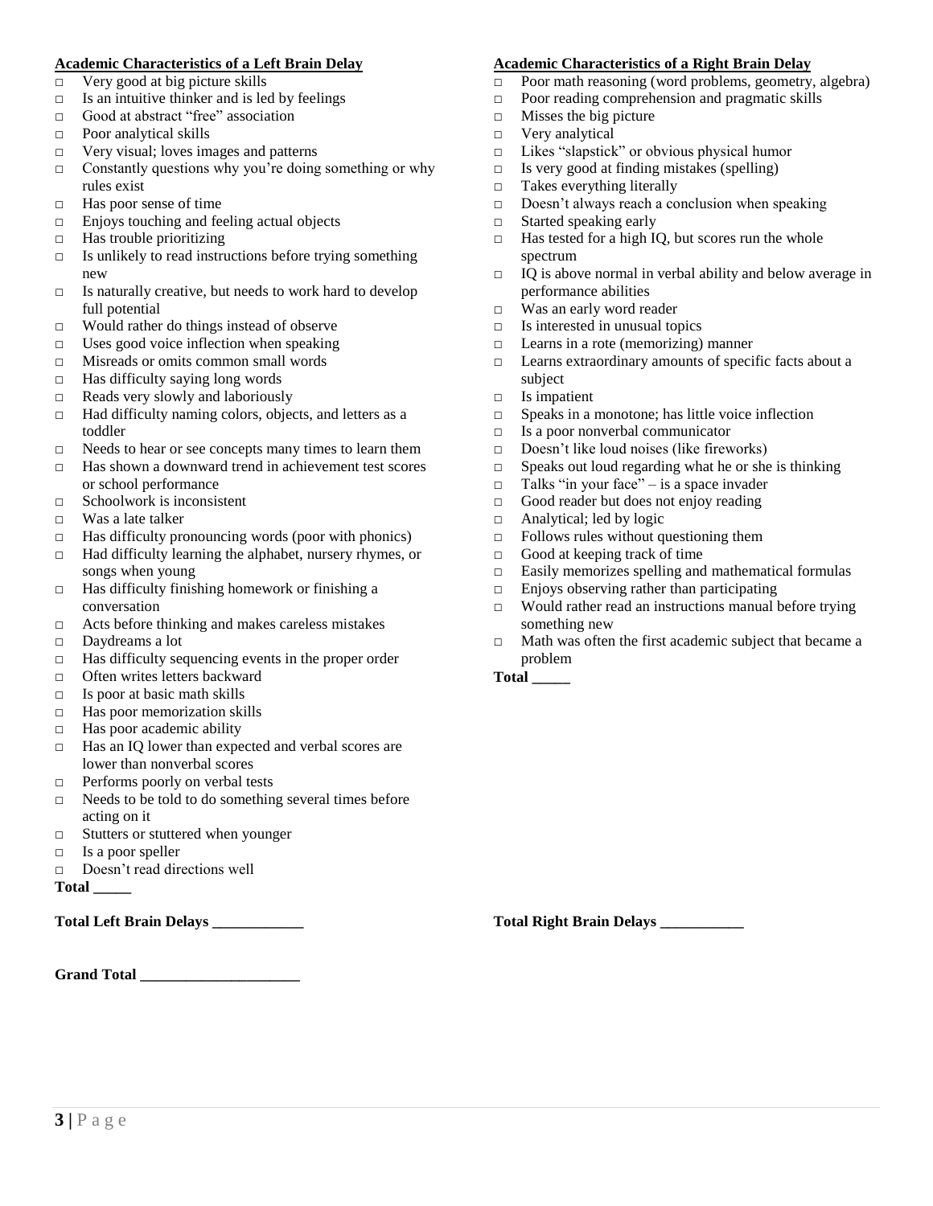**Academic Characteristics of a Left Brain Delay**

- □ Very good at big picture skills
- □ Is an intuitive thinker and is led by feelings
- □ Good at abstract "free" association
- □ Poor analytical skills
- □ Very visual; loves images and patterns
- □ Constantly questions why you're doing something or why rules exist
- □ Has poor sense of time
- □ Enjoys touching and feeling actual objects
- □ Has trouble prioritizing
- □ Is unlikely to read instructions before trying something new
- □ Is naturally creative, but needs to work hard to develop full potential
- □ Would rather do things instead of observe
- □ Uses good voice inflection when speaking
- □ Misreads or omits common small words
- □ Has difficulty saying long words
- □ Reads very slowly and laboriously
- □ Had difficulty naming colors, objects, and letters as a toddler
- □ Needs to hear or see concepts many times to learn them
- □ Has shown a downward trend in achievement test scores or school performance
- □ Schoolwork is inconsistent
- □ Was a late talker
- □ Has difficulty pronouncing words (poor with phonics)
- □ Had difficulty learning the alphabet, nursery rhymes, or songs when young
- □ Has difficulty finishing homework or finishing a conversation
- □ Acts before thinking and makes careless mistakes
- □ Daydreams a lot
- □ Has difficulty sequencing events in the proper order
- □ Often writes letters backward
- □ Is poor at basic math skills
- □ Has poor memorization skills
- □ Has poor academic ability
- □ Has an IQ lower than expected and verbal scores are lower than nonverbal scores
- □ Performs poorly on verbal tests
- □ Needs to be told to do something several times before acting on it
- □ Stutters or stuttered when younger
- □ Is a poor speller
- □ Doesn't read directions well

**Total _____**

**Academic Characteristics of a Right Brain Delay**

- □ Poor math reasoning (word problems, geometry, algebra)
- □ Poor reading comprehension and pragmatic skills
- □ Misses the big picture
- □ Very analytical
- □ Likes "slapstick" or obvious physical humor
- □ Is very good at finding mistakes (spelling)
- □ Takes everything literally
- □ Doesn't always reach a conclusion when speaking
- □ Started speaking early
- □ Has tested for a high IQ, but scores run the whole spectrum
- □ IQ is above normal in verbal ability and below average in performance abilities
- □ Was an early word reader
- □ Is interested in unusual topics
- □ Learns in a rote (memorizing) manner
- □ Learns extraordinary amounts of specific facts about a subject
- □ Is impatient
- □ Speaks in a monotone; has little voice inflection
- □ Is a poor nonverbal communicator
- □ Doesn't like loud noises (like fireworks)
- □ Speaks out loud regarding what he or she is thinking
- □ Talks "in your face" – is a space invader
- □ Good reader but does not enjoy reading
- □ Analytical; led by logic
- □ Follows rules without questioning them
- □ Good at keeping track of time
- □ Easily memorizes spelling and mathematical formulas
- □ Enjoys observing rather than participating
- □ Would rather read an instructions manual before trying something new
- □ Math was often the first academic subject that became a problem

**Total _____**

**Total Left Brain Delays ____________**

**Total Right Brain Delays ___________**

**Grand Total _____________________**